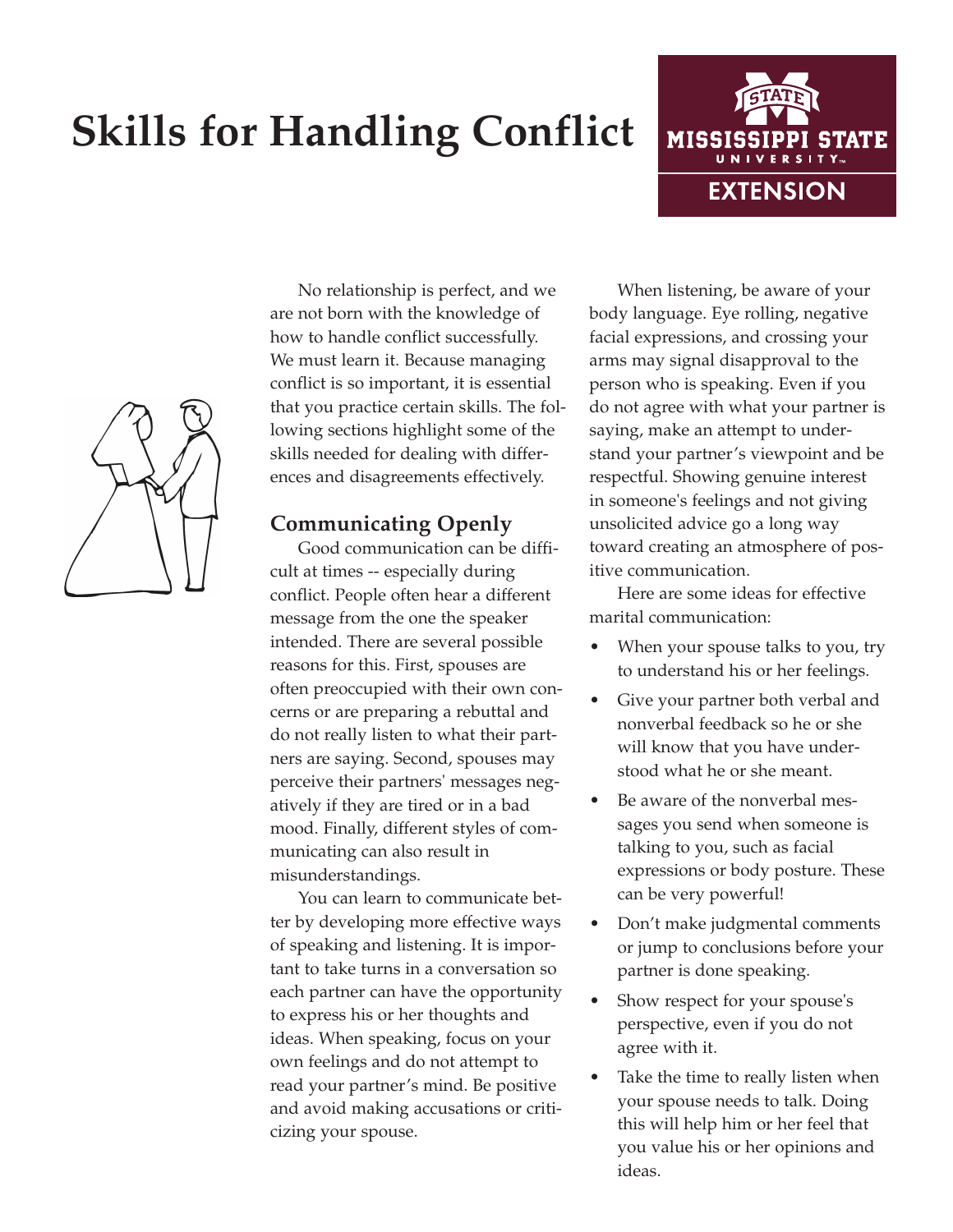# Skills for Handling Conflict

No relationship is perfect, and we are not born with the knowledge of how to handle conflict successfully. We must learn it. Because managing conflict is so important, it is essential that you practice certain skills. The following sections highlight some of the skills needed for dealing with differences and disagreements effectively.

## Communicating Openly

Good communication can be difficult at times -- especially during conflict. People often hear a different message from the one the speaker intended. There are several possible reasons for this. First, spouses are often preoccupied with their own concerns or are preparing a rebuttal and do not really listen to what their partners are saying. Second, spouses may perceive their partners' messages negatively if they are tired or in a bad mood. Finally, different styles of communicating can also result in misunderstandings.

You can learn to communicate better by developing more effective ways of speaking and listening. It is important to take turns in a conversation so each partner can have the opportunity to express his or her thoughts and ideas. When speaking, focus on your own feelings and do not attempt to read your partner's mind. Be positive and avoid making accusations or criticizing your spouse.

When listening, be aware of your body language. Eye rolling, negative facial expressions, and crossing your arms may signal disapproval to the person who is speaking. Even if you do not agree with what your partner is saying, make an attempt to understand your partner's viewpoint and be respectful. Showing genuine interest in someone's feelings and not giving unsolicited advice go a long way toward creating an atmosphere of positive communication.

Here are some ideas for effective marital communication:

- When your spouse talks to you, try to understand his or her feelings.
- Give your partner both verbal and nonverbal feedback so he or she will know that you have understood what he or she meant.
- Be aware of the nonverbal messages you send when someone is talking to you, such as facial expressions or body posture. These can be very powerful!
- Don't make judgmental comments or jump to conclusions before your partner is done speaking.
- Show respect for your spouse's perspective, even if you do not agree with it.
- Take the time to really listen when your spouse needs to talk. Doing this will help him or her feel that you value his or her opinions and ideas.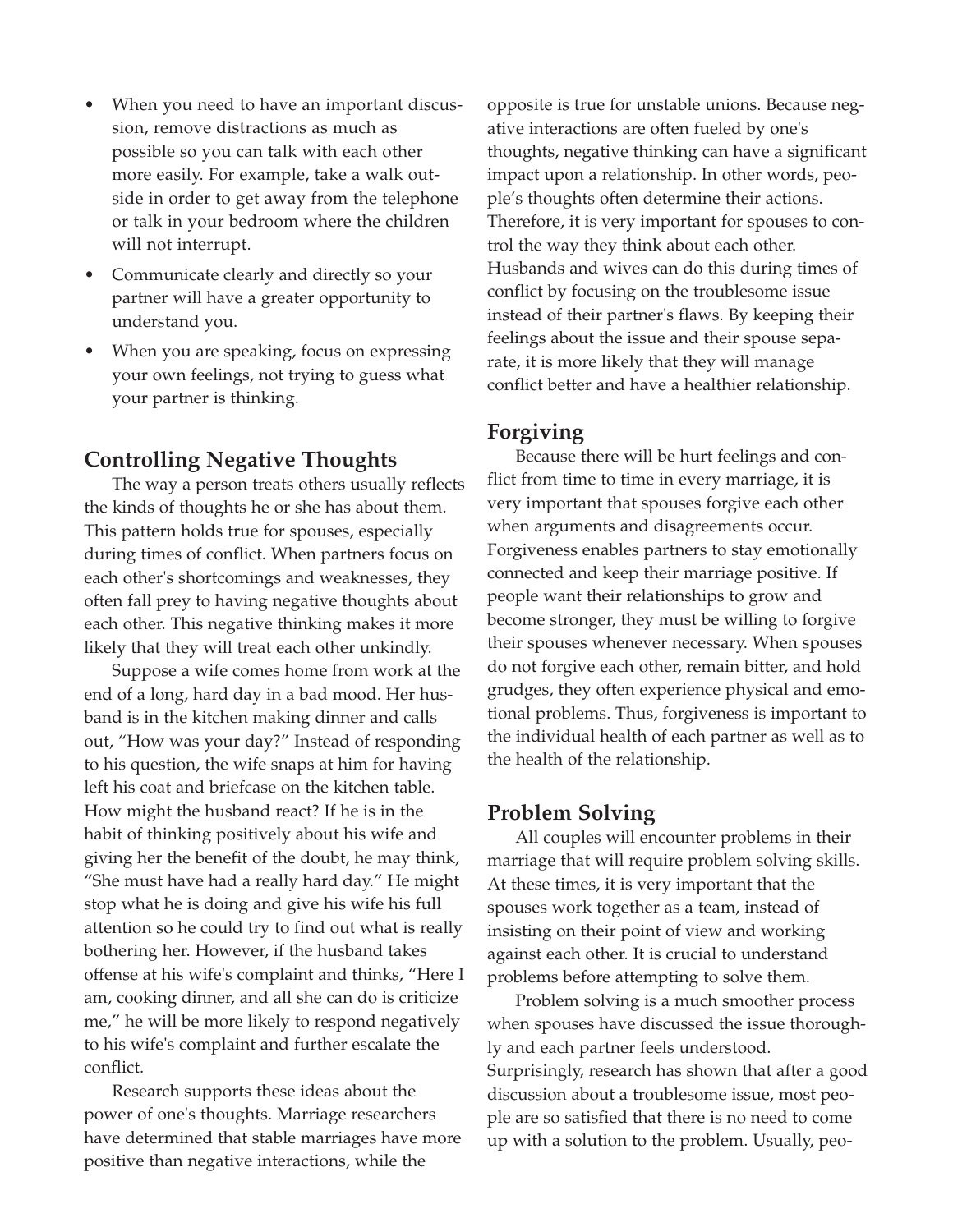- When you need to have an important discussion, remove distractions as much as possible so you can talk with each other more easily. For example, take a walk outside in order to get away from the telephone or talk in your bedroom where the children will not interrupt.
- Communicate clearly and directly so your partner will have a greater opportunity to understand you.
- When you are speaking, focus on expressing your own feelings, not trying to guess what your partner is thinking.

## Controlling Negative Thoughts

The way a person treats others usually reflects the kinds of thoughts he or she has about them. This pattern holds true for spouses, especially during times of conflict. When partners focus on each other's shortcomings and weaknesses, they often fall prey to having negative thoughts about each other. This negative thinking makes it more likely that they will treat each other unkindly.

Suppose a wife comes home from work at the end of a long, hard day in a bad mood. Her husband is in the kitchen making dinner and calls out, "How was your day?" Instead of responding to his question, the wife snaps at him for having left his coat and briefcase on the kitchen table. How might the husband react? If he is in the habit of thinking positively about his wife and giving her the benefit of the doubt, he may think, "She must have had a really hard day." He might stop what he is doing and give his wife his full attention so he could try to find out what is really bothering her. However, if the husband takes offense at his wife's complaint and thinks, "Here I am, cooking dinner, and all she can do is criticize me," he will be more likely to respond negatively to his wife's complaint and further escalate the conflict.

Research supports these ideas about the power of one's thoughts. Marriage researchers have determined that stable marriages have more positive than negative interactions, while the opposite is true for unstable unions. Because negative interactions are often fueled by one's thoughts, negative thinking can have a significant impact upon a relationship. In other words, people's thoughts often determine their actions. Therefore, it is very important for spouses to control the way they think about each other. Husbands and wives can do this during times of conflict by focusing on the troublesome issue instead of their partner's flaws. By keeping their feelings about the issue and their spouse separate, it is more likely that they will manage conflict better and have a healthier relationship.

## Forgiving

Because there will be hurt feelings and conflict from time to time in every marriage, it is very important that spouses forgive each other when arguments and disagreements occur. Forgiveness enables partners to stay emotionally connected and keep their marriage positive. If people want their relationships to grow and become stronger, they must be willing to forgive their spouses whenever necessary. When spouses do not forgive each other, remain bitter, and hold grudges, they often experience physical and emotional problems. Thus, forgiveness is important to the individual health of each partner as well as to the health of the relationship.

## Problem Solving

All couples will encounter problems in their marriage that will require problem solving skills. At these times, it is very important that the spouses work together as a team, instead of insisting on their point of view and working against each other. It is crucial to understand problems before attempting to solve them.

Problem solving is a much smoother process when spouses have discussed the issue thoroughly and each partner feels understood. Surprisingly, research has shown that after a good discussion about a troublesome issue, most people are so satisfied that there is no need to come up with a solution to the problem. Usually, peo-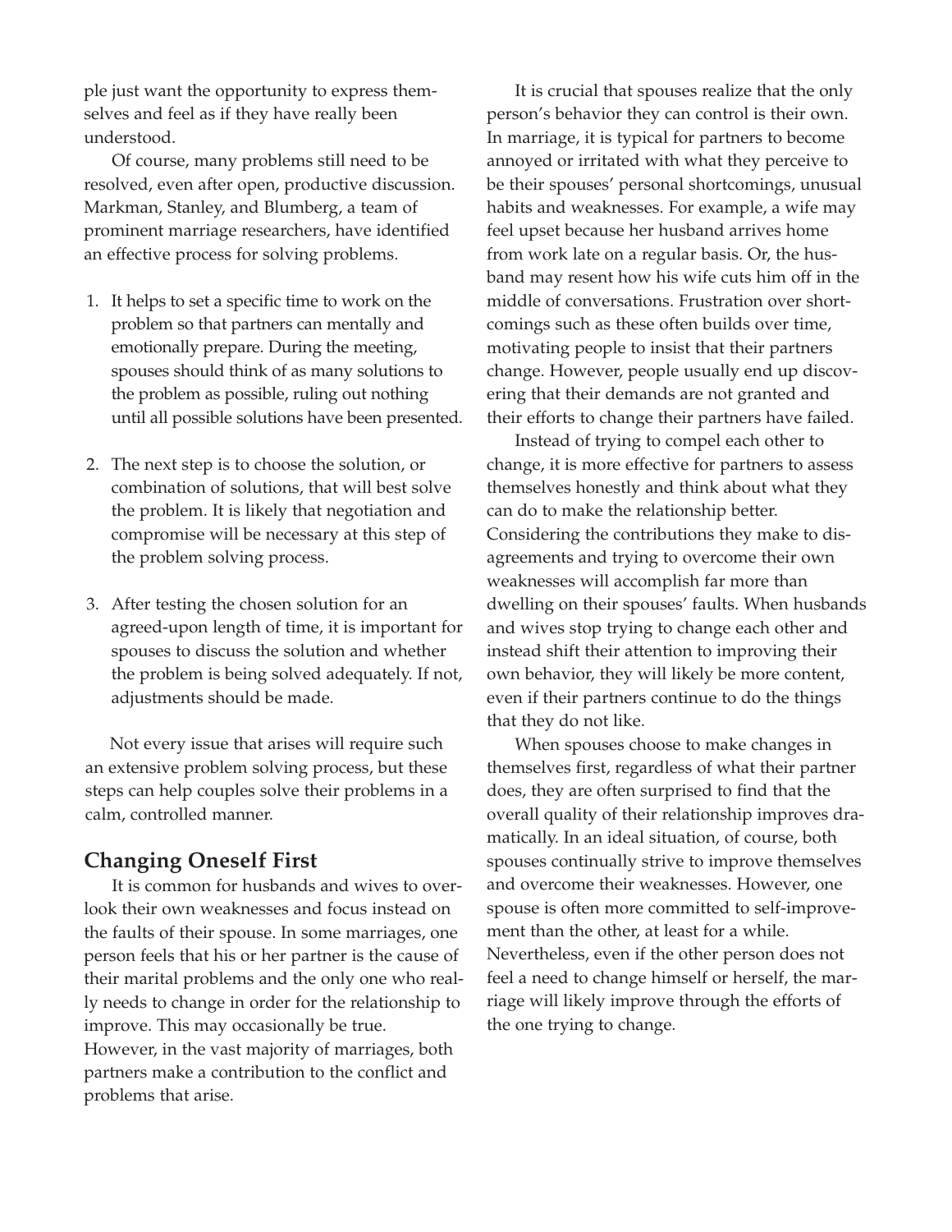ple just want the opportunity to express themselves and feel as if they have really been understood.

Of course, many problems still need to be resolved, even after open, productive discussion. Markman, Stanley, and Blumberg, a team of prominent marriage researchers, have identified an effective process for solving problems.

1. It helps to set a specific time to work on the problem so that partners can mentally and emotionally prepare. During the meeting, spouses should think of as many solutions to the problem as possible, ruling out nothing until all possible solutions have been presented.

2. The next step is to choose the solution, or combination of solutions, that will best solve the problem. It is likely that negotiation and compromise will be necessary at this step of the problem solving process.

3. After testing the chosen solution for an agreed-upon length of time, it is important for spouses to discuss the solution and whether the problem is being solved adequately. If not, adjustments should be made.

Not every issue that arises will require such an extensive problem solving process, but these steps can help couples solve their problems in a calm, controlled manner.

## Changing Oneself First

It is common for husbands and wives to overlook their own weaknesses and focus instead on the faults of their spouse. In some marriages, one person feels that his or her partner is the cause of their marital problems and the only one who really needs to change in order for the relationship to improve. This may occasionally be true. However, in the vast majority of marriages, both partners make a contribution to the conflict and problems that arise.

It is crucial that spouses realize that the only person's behavior they can control is their own. In marriage, it is typical for partners to become annoyed or irritated with what they perceive to be their spouses' personal shortcomings, unusual habits and weaknesses. For example, a wife may feel upset because her husband arrives home from work late on a regular basis. Or, the husband may resent how his wife cuts him off in the middle of conversations. Frustration over shortcomings such as these often builds over time, motivating people to insist that their partners change. However, people usually end up discovering that their demands are not granted and their efforts to change their partners have failed.

Instead of trying to compel each other to change, it is more effective for partners to assess themselves honestly and think about what they can do to make the relationship better. Considering the contributions they make to disagreements and trying to overcome their own weaknesses will accomplish far more than dwelling on their spouses' faults. When husbands and wives stop trying to change each other and instead shift their attention to improving their own behavior, they will likely be more content, even if their partners continue to do the things that they do not like.

When spouses choose to make changes in themselves first, regardless of what their partner does, they are often surprised to find that the overall quality of their relationship improves dramatically. In an ideal situation, of course, both spouses continually strive to improve themselves and overcome their weaknesses. However, one spouse is often more committed to self-improvement than the other, at least for a while. Nevertheless, even if the other person does not feel a need to change himself or herself, the marriage will likely improve through the efforts of the one trying to change.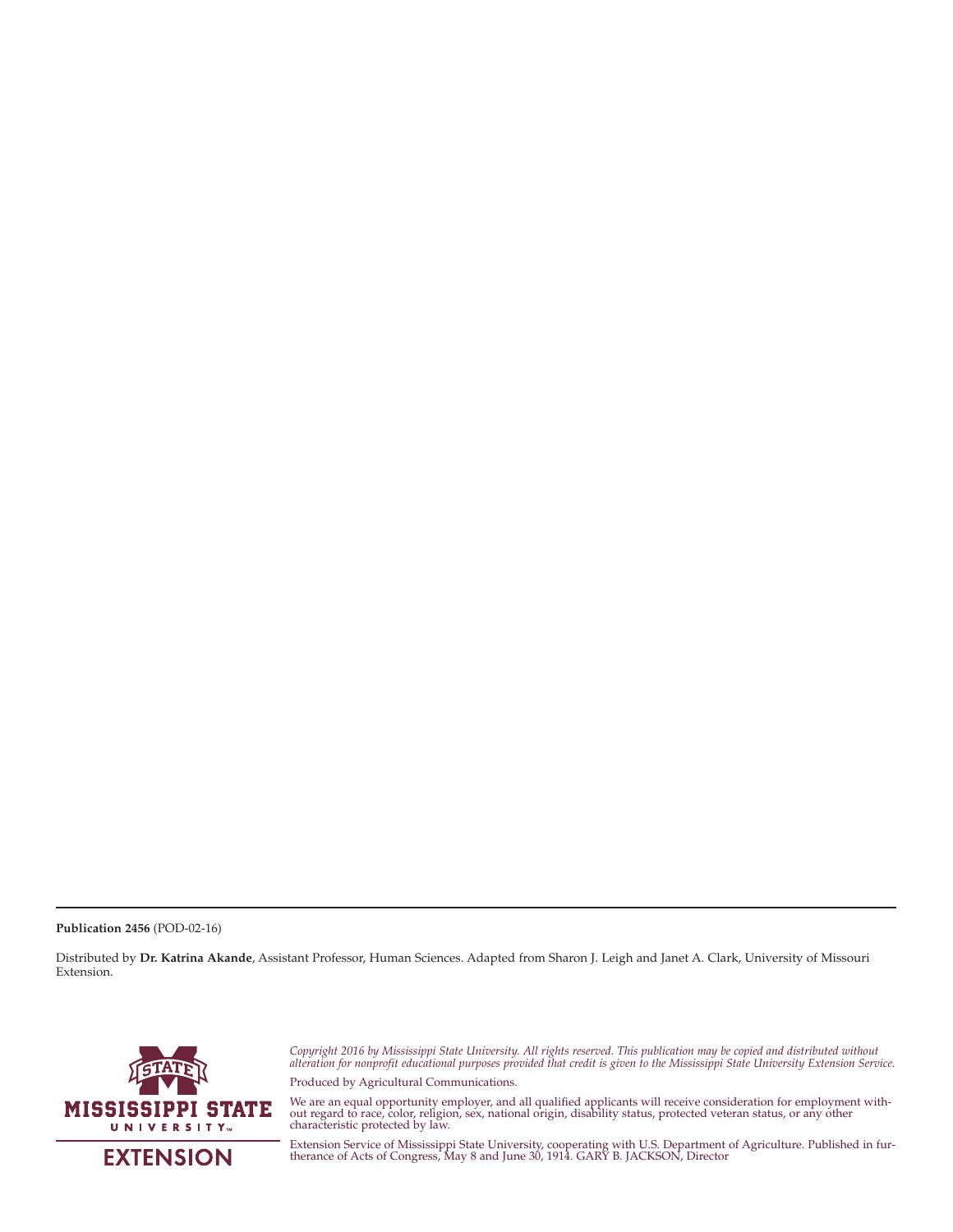**Publication 2456** (POD-02-16)

Distributed by **Dr. Katrina Akande**, Assistant Professor, Human Sciences. Adapted from Sharon J. Leigh and Janet A. Clark, University of Missouri Extension.

MISSISSIPPI STATE UNIVERSITY™ EXTENSION

*Copyright 2016 by Mississippi State University. All rights reserved. This publication may be copied and distributed without alteration for nonprofit educational purposes provided that credit is given to the Mississippi State University Extension Service.*

Produced by Agricultural Communications.

We are an equal opportunity employer, and all qualified applicants will receive consideration for employment without regard to race, color, religion, sex, national origin, disability status, protected veteran status, or any other characteristic protected by law.

Extension Service of Mississippi State University, cooperating with U.S. Department of Agriculture. Published in furtherance of Acts of Congress, May 8 and June 30, 1914. GARY B. JACKSON, Director